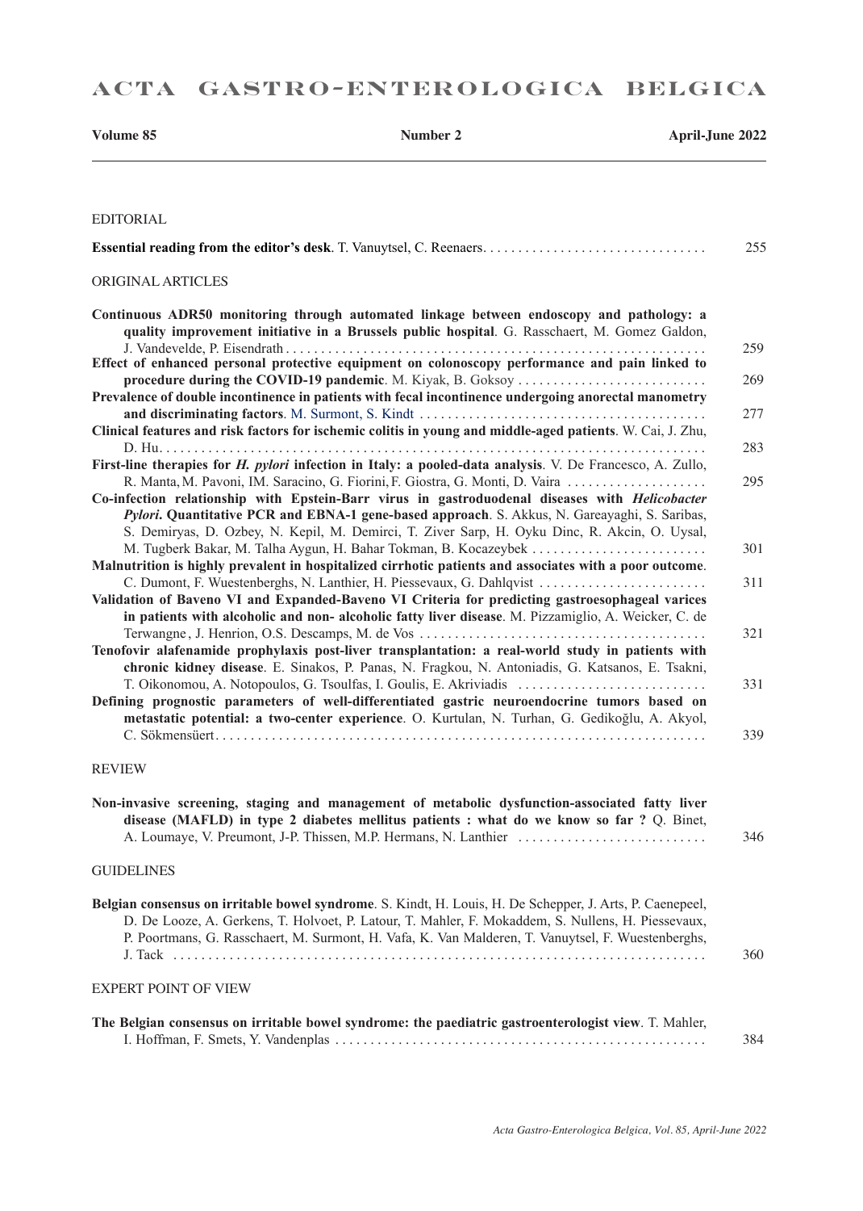# ACTA GASTRO-ENTEROLOGICA BELGICA

**Volume 85** **Number 2** **April-June 2022**

---

## EDITORIAL

**Essential reading from the editor's desk**. T. Vanuytsel, C. Reenaers. . . . . . . . . . . . . . . . . . . . . . . . . . . . . . . . 255

## ORIGINAL ARTICLES

**Continuous ADR50 monitoring through automated linkage between endoscopy and pathology: a quality improvement initiative in a Brussels public hospital**. G. Rasschaert, M. Gomez Galdon, J. Vandevelde, P. Eisendrath . . . . . . . . . . . . . . . . . . . . . . . . . . . . . . . . . . . . . . . . . . . . . . . . . . . . . . . . . . . . 259

**Effect of enhanced personal protective equipment on colonoscopy performance and pain linked to procedure during the COVID-19 pandemic**. M. Kiyak, B. Goksoy . . . . . . . . . . . . . . . . . . . . . . . . . . . 269

**Prevalence of double incontinence in patients with fecal incontinence undergoing anorectal manometry and discriminating factors**. M. Surmont, S. Kindt . . . . . . . . . . . . . . . . . . . . . . . . . . . . . . . . . . . . . . . . . . 277

**Clinical features and risk factors for ischemic colitis in young and middle-aged patients**. W. Cai, J. Zhu, D. Hu. . . . . . . . . . . . . . . . . . . . . . . . . . . . . . . . . . . . . . . . . . . . . . . . . . . . . . . . . . . . . . . . . . . . . . . . . . . 283

**First-line therapies for *H. pylori* infection in Italy: a pooled-data analysis**. V. De Francesco, A. Zullo, R. Manta, M. Pavoni, IM. Saracino, G. Fiorini, F. Giostra, G. Monti, D. Vaira . . . . . . . . . . . . . . . . . . . . 295

**Co-infection relationship with Epstein-Barr virus in gastroduodenal diseases with *Helicobacter Pylori*. Quantitative PCR and EBNA-1 gene-based approach**. S. Akkus, N. Gareayaghi, S. Saribas, S. Demiryas, D. Ozbey, N. Kepil, M. Demirci, T. Ziver Sarp, H. Oyku Dinc, R. Akcin, O. Uysal, M. Tugberk Bakar, M. Talha Aygun, H. Bahar Tokman, B. Kocazeybek . . . . . . . . . . . . . . . . . . . . . . . . . 301

**Malnutrition is highly prevalent in hospitalized cirrhotic patients and associates with a poor outcome**. C. Dumont, F. Wuestenberghs, N. Lanthier, H. Piessevaux, G. Dahlqvist . . . . . . . . . . . . . . . . . . . . . . . . 311

**Validation of Baveno VI and Expanded-Baveno VI Criteria for predicting gastroesophageal varices in patients with alcoholic and non- alcoholic fatty liver disease**. M. Pizzamiglio, A. Weicker, C. de Terwangne , J. Henrion, O.S. Descamps, M. de Vos . . . . . . . . . . . . . . . . . . . . . . . . . . . . . . . . . . . . . . . . 321

**Tenofovir alafenamide prophylaxis post-liver transplantation: a real-world study in patients with chronic kidney disease**. E. Sinakos, P. Panas, N. Fragkou, N. Antoniadis, G. Katsanos, E. Tsakni, T. Oikonomou, A. Notopoulos, G. Tsoulfas, I. Goulis, E. Akriviadis . . . . . . . . . . . . . . . . . . . . . . . . . . . 331

**Defining prognostic parameters of well-differentiated gastric neuroendocrine tumors based on metastatic potential: a two-center experience**. O. Kurtulan, N. Turhan, G. Gedikoğlu, A. Akyol, C. Sökmensüert. . . . . . . . . . . . . . . . . . . . . . . . . . . . . . . . . . . . . . . . . . . . . . . . . . . . . . . . . . . . . . . . . . . . . . 339

## REVIEW

**Non-invasive screening, staging and management of metabolic dysfunction-associated fatty liver disease (MAFLD) in type 2 diabetes mellitus patients : what do we know so far ?** Q. Binet, A. Loumaye, V. Preumont, J-P. Thissen, M.P. Hermans, N. Lanthier . . . . . . . . . . . . . . . . . . . . . . . . . . . 346

## GUIDELINES

**Belgian consensus on irritable bowel syndrome**. S. Kindt, H. Louis, H. De Schepper, J. Arts, P. Caenepeel, D. De Looze, A. Gerkens, T. Holvoet, P. Latour, T. Mahler, F. Mokaddem, S. Nullens, H. Piessevaux, P. Poortmans, G. Rasschaert, M. Surmont, H. Vafa, K. Van Malderen, T. Vanuytsel, F. Wuestenberghs, J. Tack . . . . . . . . . . . . . . . . . . . . . . . . . . . . . . . . . . . . . . . . . . . . . . . . . . . . . . . . . . . . . . . . . . . . . . . . . . . . 360

## EXPERT POINT OF VIEW

**The Belgian consensus on irritable bowel syndrome: the paediatric gastroenterologist view**. T. Mahler, I. Hoffman, F. Smets, Y. Vandenplas . . . . . . . . . . . . . . . . . . . . . . . . . . . . . . . . . . . . . . . . . . . . . . . . . . . . 384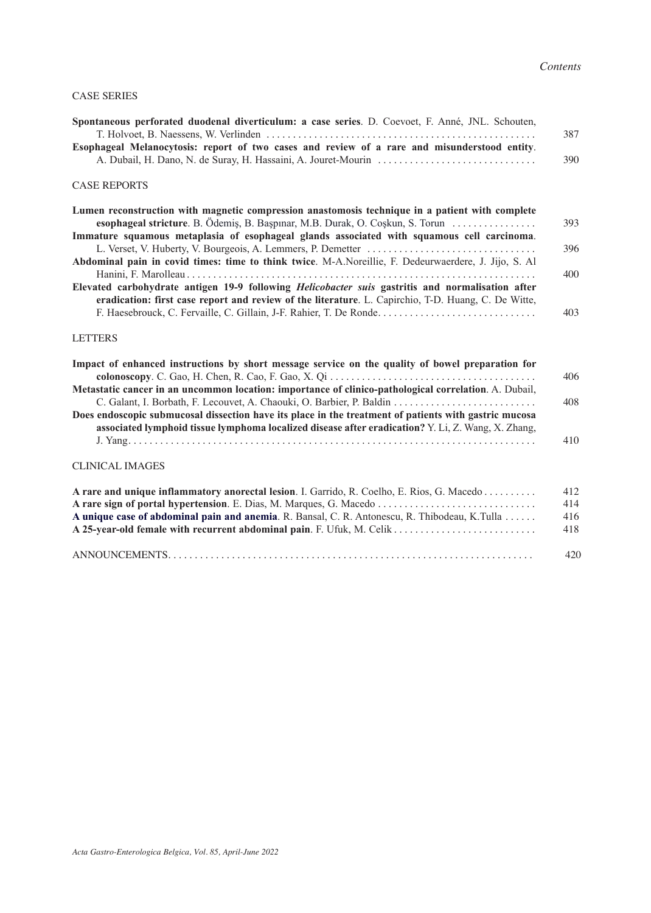## CASE SERIES

**Spontaneous perforated duodenal diverticulum: a case series**. D. Coevoet, F. Anné, JNL. Schouten, T. Holvoet, B. Naessens, W. Verlinden ........ 387

**Esophageal Melanocytosis: report of two cases and review of a rare and misunderstood entity**. A. Dubail, H. Dano, N. de Suray, H. Hassaini, A. Jouret-Mourin ........ 390

## CASE REPORTS

**Lumen reconstruction with magnetic compression anastomosis technique in a patient with complete esophageal stricture**. B. Ödemiş, B. Başpınar, M.B. Durak, O. Coşkun, S. Torun ........ 393

**Immature squamous metaplasia of esophageal glands associated with squamous cell carcinoma**. L. Verset, V. Huberty, V. Bourgeois, A. Lemmers, P. Demetter ........ 396

**Abdominal pain in covid times: time to think twice**. M-A.Noreillie, F. Dedeurwaerdere, J. Jijo, S. Al Hanini, F. Marolleau ........ 400

**Elevated carbohydrate antigen 19-9 following *Helicobacter suis* gastritis and normalisation after eradication: first case report and review of the literature**. L. Capirchio, T-D. Huang, C. De Witte, F. Haesebrouck, C. Fervaille, C. Gillain, J-F. Rahier, T. De Ronde ........ 403

## LETTERS

**Impact of enhanced instructions by short message service on the quality of bowel preparation for colonoscopy**. C. Gao, H. Chen, R. Cao, F. Gao, X. Qi ........ 406

**Metastatic cancer in an uncommon location: importance of clinico-pathological correlation**. A. Dubail, C. Galant, I. Borbath, F. Lecouvet, A. Chaouki, O. Barbier, P. Baldin ........ 408

**Does endoscopic submucosal dissection have its place in the treatment of patients with gastric mucosa associated lymphoid tissue lymphoma localized disease after eradication?** Y. Li, Z. Wang, X. Zhang, J. Yang ........ 410

## CLINICAL IMAGES

**A rare and unique inflammatory anorectal lesion**. I. Garrido, R. Coelho, E. Rios, G. Macedo ........ 412

**A rare sign of portal hypertension**. E. Dias, M. Marques, G. Macedo ........ 414

**A unique case of abdominal pain and anemia**. R. Bansal, C. R. Antonescu, R. Thibodeau, K.Tulla ........ 416

**A 25-year-old female with recurrent abdominal pain**. F. Ufuk, M. Celik ........ 418

ANNOUNCEMENTS ........ 420